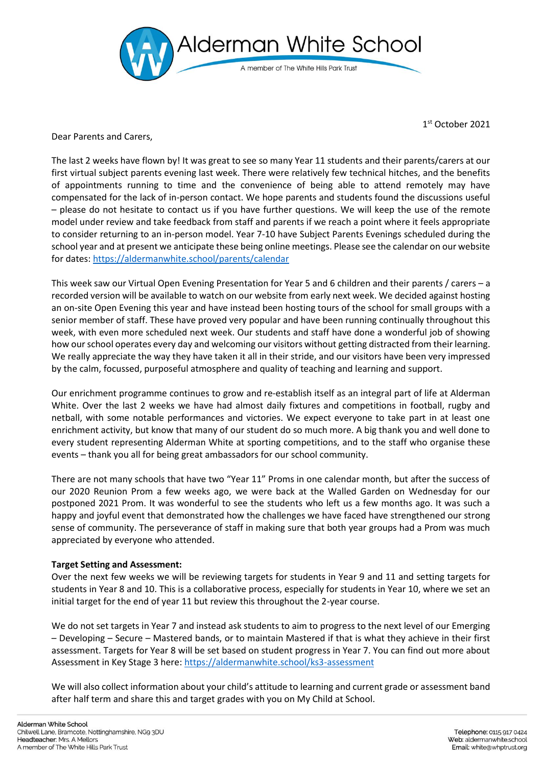# Alderman White School

A member of The White Hills Park Trust

1st October 2021

Dear Parents and Carers,

The last 2 weeks have flown by! It was great to see so many Year 11 students and their parents/carers at our first virtual subject parents evening last week. There were relatively few technical hitches, and the benefits of appointments running to time and the convenience of being able to attend remotely may have compensated for the lack of in-person contact. We hope parents and students found the discussions useful – please do not hesitate to contact us if you have further questions. We will keep the use of the remote model under review and take feedback from staff and parents if we reach a point where it feels appropriate to consider returning to an in-person model. Year 7-10 have Subject Parents Evenings scheduled during the school year and at present we anticipate these being online meetings. Please see the calendar on our website for dates: https://aldermanwhite.school/parents/calendar

This week saw our Virtual Open Evening Presentation for Year 5 and 6 children and their parents / carers – a recorded version will be available to watch on our website from early next week. We decided against hosting an on-site Open Evening this year and have instead been hosting tours of the school for small groups with a senior member of staff. These have proved very popular and have been running continually throughout this week, with even more scheduled next week. Our students and staff have done a wonderful job of showing how our school operates every day and welcoming our visitors without getting distracted from their learning. We really appreciate the way they have taken it all in their stride, and our visitors have been very impressed by the calm, focussed, purposeful atmosphere and quality of teaching and learning and support.

Our enrichment programme continues to grow and re-establish itself as an integral part of life at Alderman White. Over the last 2 weeks we have had almost daily fixtures and competitions in football, rugby and netball, with some notable performances and victories. We expect everyone to take part in at least one enrichment activity, but know that many of our student do so much more. A big thank you and well done to every student representing Alderman White at sporting competitions, and to the staff who organise these events – thank you all for being great ambassadors for our school community.

There are not many schools that have two "Year 11" Proms in one calendar month, but after the success of our 2020 Reunion Prom a few weeks ago, we were back at the Walled Garden on Wednesday for our postponed 2021 Prom. It was wonderful to see the students who left us a few months ago. It was such a happy and joyful event that demonstrated how the challenges we have faced have strengthened our strong sense of community. The perseverance of staff in making sure that both year groups had a Prom was much appreciated by everyone who attended.

**Target Setting and Assessment:**

Over the next few weeks we will be reviewing targets for students in Year 9 and 11 and setting targets for students in Year 8 and 10. This is a collaborative process, especially for students in Year 10, where we set an initial target for the end of year 11 but review this throughout the 2-year course.

We do not set targets in Year 7 and instead ask students to aim to progress to the next level of our Emerging – Developing – Secure – Mastered bands, or to maintain Mastered if that is what they achieve in their first assessment. Targets for Year 8 will be set based on student progress in Year 7. You can find out more about Assessment in Key Stage 3 here: https://aldermanwhite.school/ks3-assessment

We will also collect information about your child's attitude to learning and current grade or assessment band after half term and share this and target grades with you on My Child at School.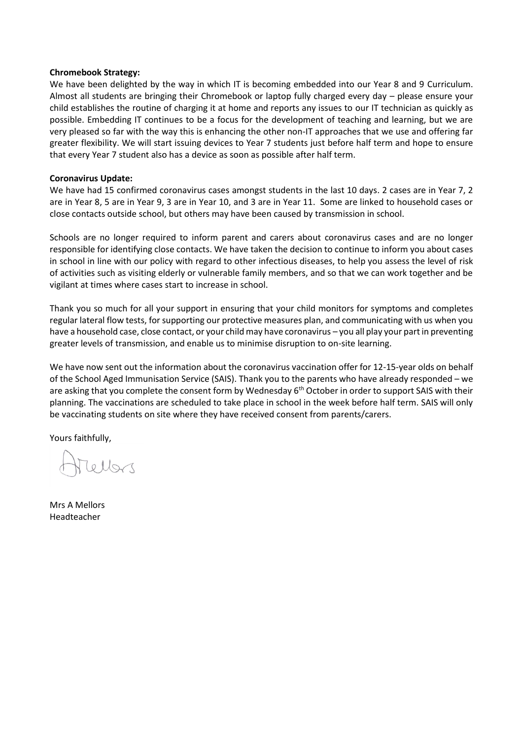**Chromebook Strategy:**

We have been delighted by the way in which IT is becoming embedded into our Year 8 and 9 Curriculum. Almost all students are bringing their Chromebook or laptop fully charged every day – please ensure your child establishes the routine of charging it at home and reports any issues to our IT technician as quickly as possible. Embedding IT continues to be a focus for the development of teaching and learning, but we are very pleased so far with the way this is enhancing the other non-IT approaches that we use and offering far greater flexibility. We will start issuing devices to Year 7 students just before half term and hope to ensure that every Year 7 student also has a device as soon as possible after half term.

**Coronavirus Update:**

We have had 15 confirmed coronavirus cases amongst students in the last 10 days. 2 cases are in Year 7, 2 are in Year 8, 5 are in Year 9, 3 are in Year 10, and 3 are in Year 11. Some are linked to household cases or close contacts outside school, but others may have been caused by transmission in school.

Schools are no longer required to inform parent and carers about coronavirus cases and are no longer responsible for identifying close contacts. We have taken the decision to continue to inform you about cases in school in line with our policy with regard to other infectious diseases, to help you assess the level of risk of activities such as visiting elderly or vulnerable family members, and so that we can work together and be vigilant at times where cases start to increase in school.

Thank you so much for all your support in ensuring that your child monitors for symptoms and completes regular lateral flow tests, for supporting our protective measures plan, and communicating with us when you have a household case, close contact, or your child may have coronavirus – you all play your part in preventing greater levels of transmission, and enable us to minimise disruption to on-site learning.

We have now sent out the information about the coronavirus vaccination offer for 12-15-year olds on behalf of the School Aged Immunisation Service (SAIS). Thank you to the parents who have already responded – we are asking that you complete the consent form by Wednesday 6th October in order to support SAIS with their planning. The vaccinations are scheduled to take place in school in the week before half term. SAIS will only be vaccinating students on site where they have received consent from parents/carers.

Yours faithfully,

Mrs A Mellors
Headteacher